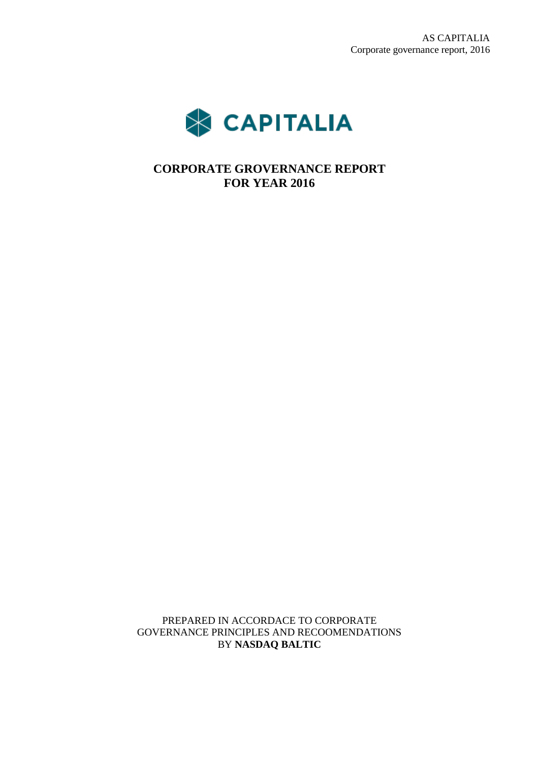CAPITALIA

# CORPORATE GROVERNANCE REPORT FOR YEAR 2016

PREPARED IN ACCORDACE TO CORPORATE GOVERNANCE PRINCIPLES AND RECOOMENDATIONS BY **NASDAQ BALTIC**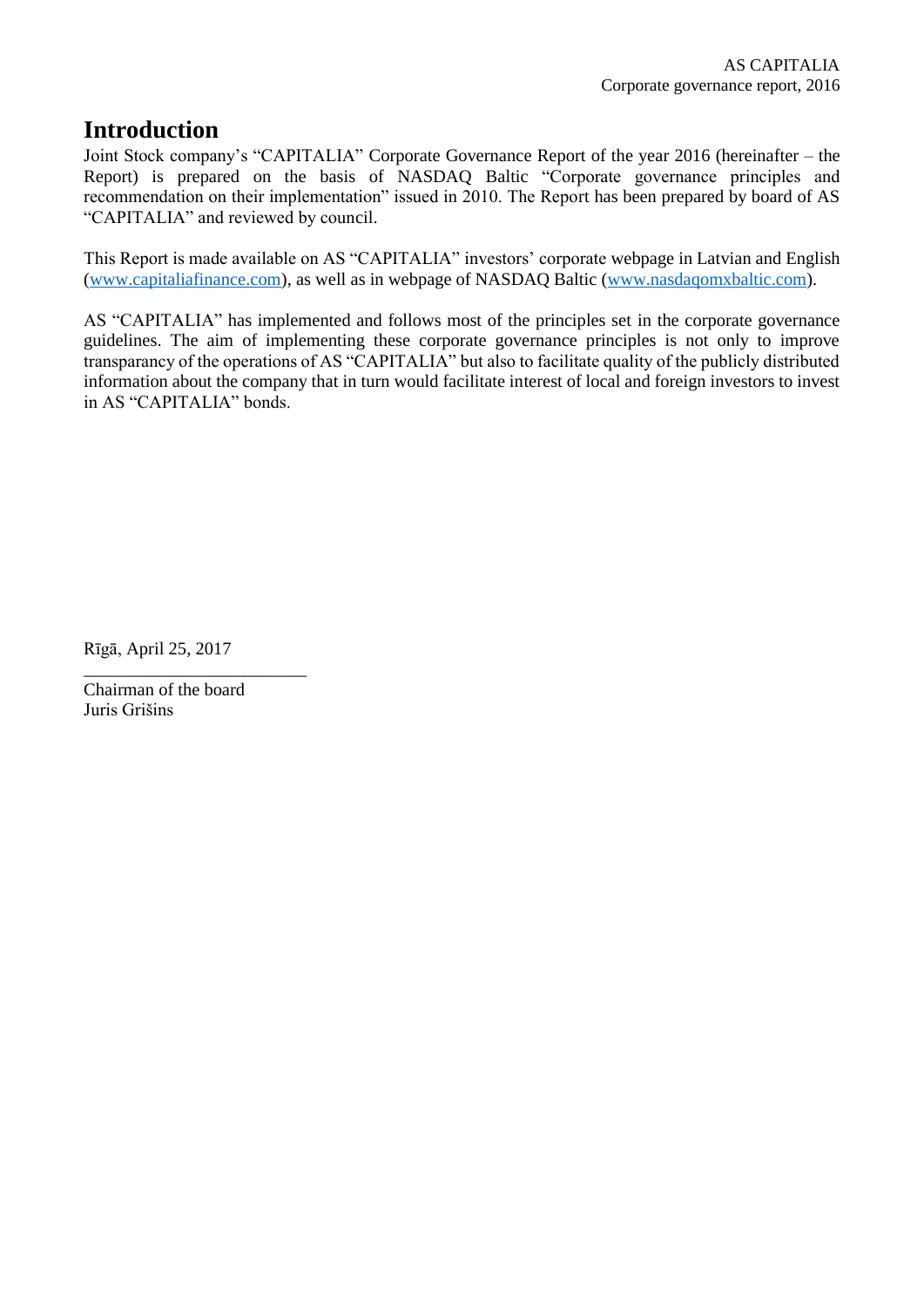# Introduction

Joint Stock company's "CAPITALIA" Corporate Governance Report of the year 2016 (hereinafter – the Report) is prepared on the basis of NASDAQ Baltic "Corporate governance principles and recommendation on their implementation" issued in 2010. The Report has been prepared by board of AS "CAPITALIA" and reviewed by council.

This Report is made available on AS "CAPITALIA" investors' corporate webpage in Latvian and English (www.capitaliafinance.com), as well as in webpage of NASDAQ Baltic (www.nasdaqomxbaltic.com).

AS "CAPITALIA" has implemented and follows most of the principles set in the corporate governance guidelines. The aim of implementing these corporate governance principles is not only to improve transparancy of the operations of AS "CAPITALIA" but also to facilitate quality of the publicly distributed information about the company that in turn would facilitate interest of local and foreign investors to invest in AS "CAPITALIA" bonds.

Rīgā, April 25, 2017

_________________________

Chairman of the board
Juris Grišins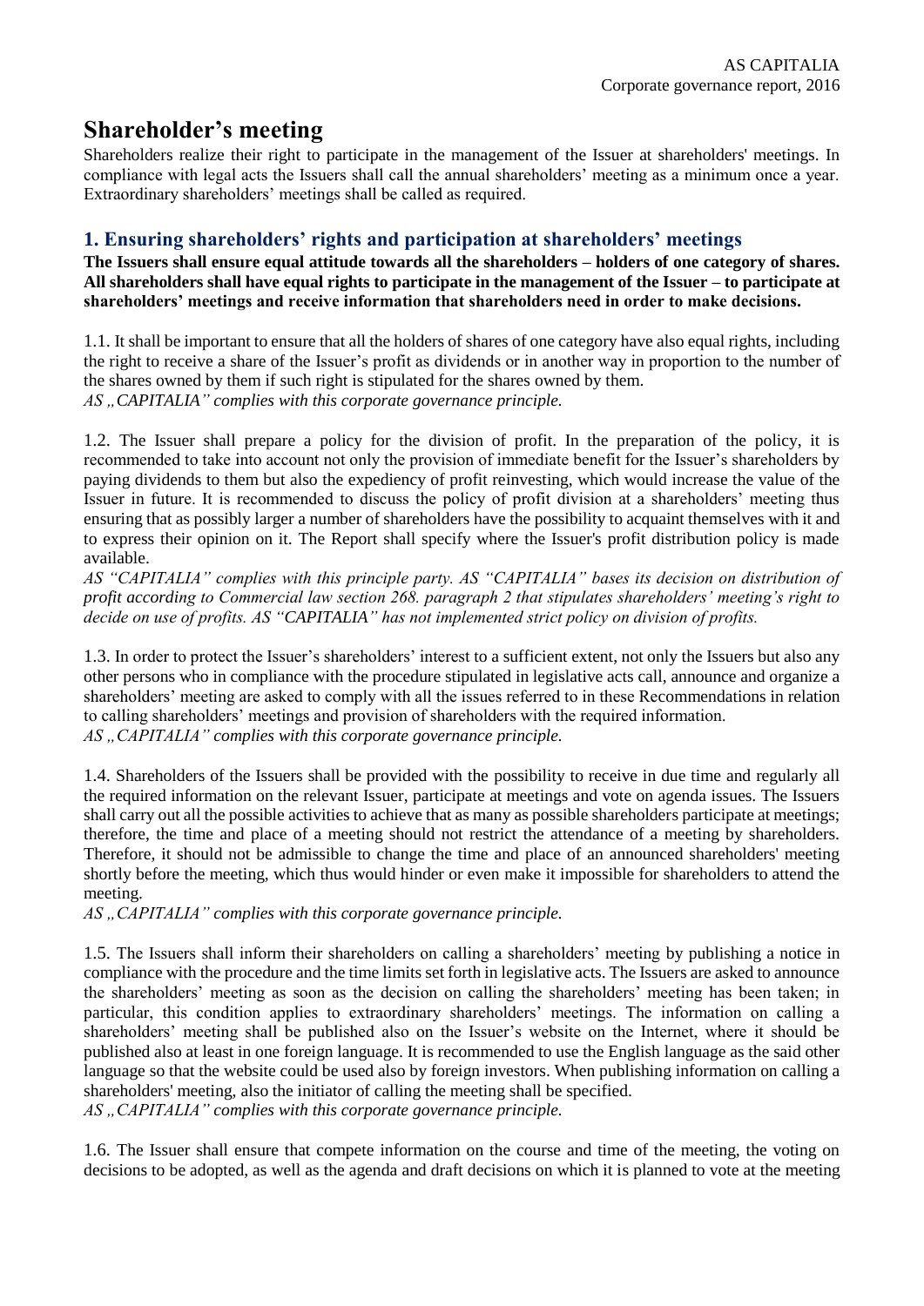# Shareholder's meeting

Shareholders realize their right to participate in the management of the Issuer at shareholders' meetings. In compliance with legal acts the Issuers shall call the annual shareholders' meeting as a minimum once a year. Extraordinary shareholders' meetings shall be called as required.

## 1. Ensuring shareholders' rights and participation at shareholders' meetings

**The Issuers shall ensure equal attitude towards all the shareholders – holders of one category of shares. All shareholders shall have equal rights to participate in the management of the Issuer – to participate at shareholders' meetings and receive information that shareholders need in order to make decisions.**

1.1. It shall be important to ensure that all the holders of shares of one category have also equal rights, including the right to receive a share of the Issuer's profit as dividends or in another way in proportion to the number of the shares owned by them if such right is stipulated for the shares owned by them.
*AS „CAPITALIA" complies with this corporate governance principle.*

1.2. The Issuer shall prepare a policy for the division of profit. In the preparation of the policy, it is recommended to take into account not only the provision of immediate benefit for the Issuer's shareholders by paying dividends to them but also the expediency of profit reinvesting, which would increase the value of the Issuer in future. It is recommended to discuss the policy of profit division at a shareholders' meeting thus ensuring that as possibly larger a number of shareholders have the possibility to acquaint themselves with it and to express their opinion on it. The Report shall specify where the Issuer's profit distribution policy is made available.
*AS "CAPITALIA" complies with this principle party. AS "CAPITALIA" bases its decision on distribution of profit according to Commercial law section 268. paragraph 2 that stipulates shareholders' meeting's right to decide on use of profits. AS "CAPITALIA" has not implemented strict policy on division of profits.*

1.3. In order to protect the Issuer's shareholders' interest to a sufficient extent, not only the Issuers but also any other persons who in compliance with the procedure stipulated in legislative acts call, announce and organize a shareholders' meeting are asked to comply with all the issues referred to in these Recommendations in relation to calling shareholders' meetings and provision of shareholders with the required information.
*AS „CAPITALIA" complies with this corporate governance principle.*

1.4. Shareholders of the Issuers shall be provided with the possibility to receive in due time and regularly all the required information on the relevant Issuer, participate at meetings and vote on agenda issues. The Issuers shall carry out all the possible activities to achieve that as many as possible shareholders participate at meetings; therefore, the time and place of a meeting should not restrict the attendance of a meeting by shareholders. Therefore, it should not be admissible to change the time and place of an announced shareholders' meeting shortly before the meeting, which thus would hinder or even make it impossible for shareholders to attend the meeting.
*AS „CAPITALIA" complies with this corporate governance principle.*

1.5. The Issuers shall inform their shareholders on calling a shareholders' meeting by publishing a notice in compliance with the procedure and the time limits set forth in legislative acts. The Issuers are asked to announce the shareholders' meeting as soon as the decision on calling the shareholders' meeting has been taken; in particular, this condition applies to extraordinary shareholders' meetings. The information on calling a shareholders' meeting shall be published also on the Issuer's website on the Internet, where it should be published also at least in one foreign language. It is recommended to use the English language as the said other language so that the website could be used also by foreign investors. When publishing information on calling a shareholders' meeting, also the initiator of calling the meeting shall be specified.
*AS „CAPITALIA" complies with this corporate governance principle.*

1.6. The Issuer shall ensure that compete information on the course and time of the meeting, the voting on decisions to be adopted, as well as the agenda and draft decisions on which it is planned to vote at the meeting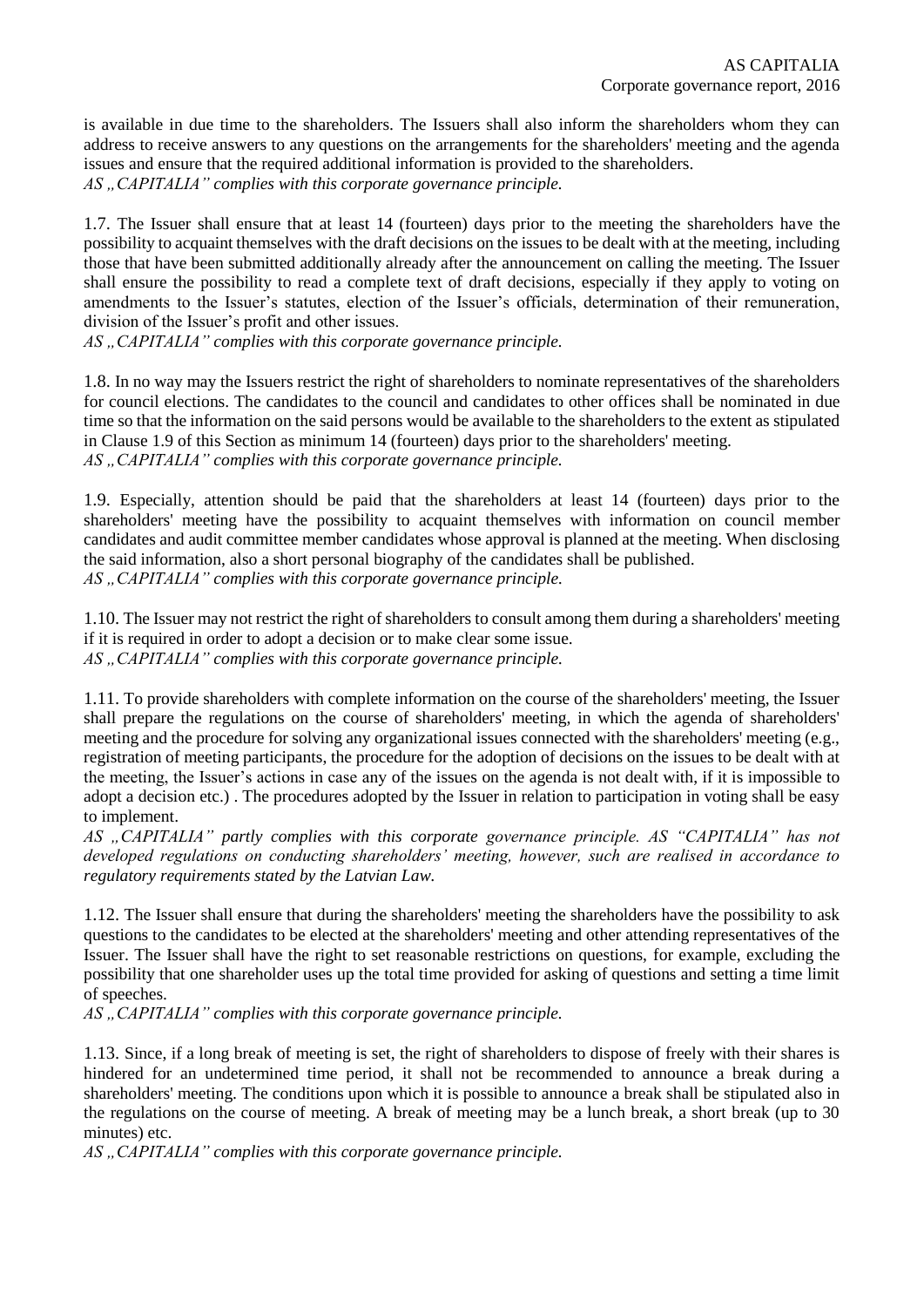is available in due time to the shareholders. The Issuers shall also inform the shareholders whom they can address to receive answers to any questions on the arrangements for the shareholders' meeting and the agenda issues and ensure that the required additional information is provided to the shareholders.
*AS „CAPITALIA" complies with this corporate governance principle.*

1.7. The Issuer shall ensure that at least 14 (fourteen) days prior to the meeting the shareholders have the possibility to acquaint themselves with the draft decisions on the issues to be dealt with at the meeting, including those that have been submitted additionally already after the announcement on calling the meeting. The Issuer shall ensure the possibility to read a complete text of draft decisions, especially if they apply to voting on amendments to the Issuer's statutes, election of the Issuer's officials, determination of their remuneration, division of the Issuer's profit and other issues.
*AS „CAPITALIA" complies with this corporate governance principle.*

1.8. In no way may the Issuers restrict the right of shareholders to nominate representatives of the shareholders for council elections. The candidates to the council and candidates to other offices shall be nominated in due time so that the information on the said persons would be available to the shareholders to the extent as stipulated in Clause 1.9 of this Section as minimum 14 (fourteen) days prior to the shareholders' meeting.
*AS „CAPITALIA" complies with this corporate governance principle.*

1.9. Especially, attention should be paid that the shareholders at least 14 (fourteen) days prior to the shareholders' meeting have the possibility to acquaint themselves with information on council member candidates and audit committee member candidates whose approval is planned at the meeting. When disclosing the said information, also a short personal biography of the candidates shall be published.
*AS „CAPITALIA" complies with this corporate governance principle.*

1.10. The Issuer may not restrict the right of shareholders to consult among them during a shareholders' meeting if it is required in order to adopt a decision or to make clear some issue.
*AS „CAPITALIA" complies with this corporate governance principle.*

1.11. To provide shareholders with complete information on the course of the shareholders' meeting, the Issuer shall prepare the regulations on the course of shareholders' meeting, in which the agenda of shareholders' meeting and the procedure for solving any organizational issues connected with the shareholders' meeting (e.g., registration of meeting participants, the procedure for the adoption of decisions on the issues to be dealt with at the meeting, the Issuer's actions in case any of the issues on the agenda is not dealt with, if it is impossible to adopt a decision etc.) . The procedures adopted by the Issuer in relation to participation in voting shall be easy to implement.
*AS „CAPITALIA" partly complies with this corporate governance principle. AS "CAPITALIA" has not developed regulations on conducting shareholders' meeting, however, such are realised in accordance to regulatory requirements stated by the Latvian Law.*

1.12. The Issuer shall ensure that during the shareholders' meeting the shareholders have the possibility to ask questions to the candidates to be elected at the shareholders' meeting and other attending representatives of the Issuer. The Issuer shall have the right to set reasonable restrictions on questions, for example, excluding the possibility that one shareholder uses up the total time provided for asking of questions and setting a time limit of speeches.
*AS „CAPITALIA" complies with this corporate governance principle.*

1.13. Since, if a long break of meeting is set, the right of shareholders to dispose of freely with their shares is hindered for an undetermined time period, it shall not be recommended to announce a break during a shareholders' meeting. The conditions upon which it is possible to announce a break shall be stipulated also in the regulations on the course of meeting. A break of meeting may be a lunch break, a short break (up to 30 minutes) etc.
*AS „CAPITALIA" complies with this corporate governance principle.*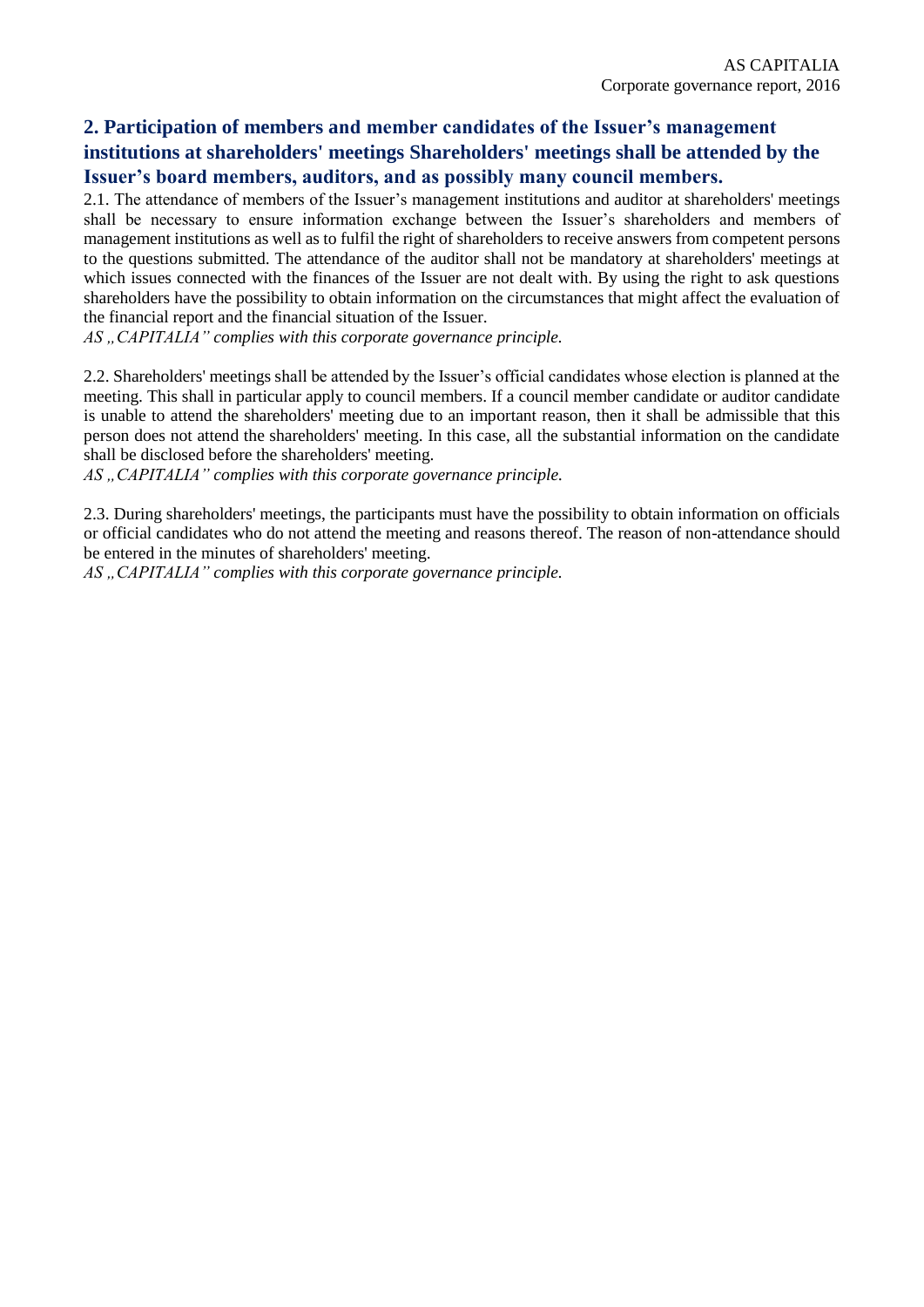## 2. Participation of members and member candidates of the Issuer's management institutions at shareholders' meetings Shareholders' meetings shall be attended by the Issuer's board members, auditors, and as possibly many council members.

2.1. The attendance of members of the Issuer's management institutions and auditor at shareholders' meetings shall be necessary to ensure information exchange between the Issuer's shareholders and members of management institutions as well as to fulfil the right of shareholders to receive answers from competent persons to the questions submitted. The attendance of the auditor shall not be mandatory at shareholders' meetings at which issues connected with the finances of the Issuer are not dealt with. By using the right to ask questions shareholders have the possibility to obtain information on the circumstances that might affect the evaluation of the financial report and the financial situation of the Issuer.

*AS „CAPITALIA" complies with this corporate governance principle.*

2.2. Shareholders' meetings shall be attended by the Issuer's official candidates whose election is planned at the meeting. This shall in particular apply to council members. If a council member candidate or auditor candidate is unable to attend the shareholders' meeting due to an important reason, then it shall be admissible that this person does not attend the shareholders' meeting. In this case, all the substantial information on the candidate shall be disclosed before the shareholders' meeting.

*AS „CAPITALIA" complies with this corporate governance principle.*

2.3. During shareholders' meetings, the participants must have the possibility to obtain information on officials or official candidates who do not attend the meeting and reasons thereof. The reason of non-attendance should be entered in the minutes of shareholders' meeting.

*AS „CAPITALIA" complies with this corporate governance principle.*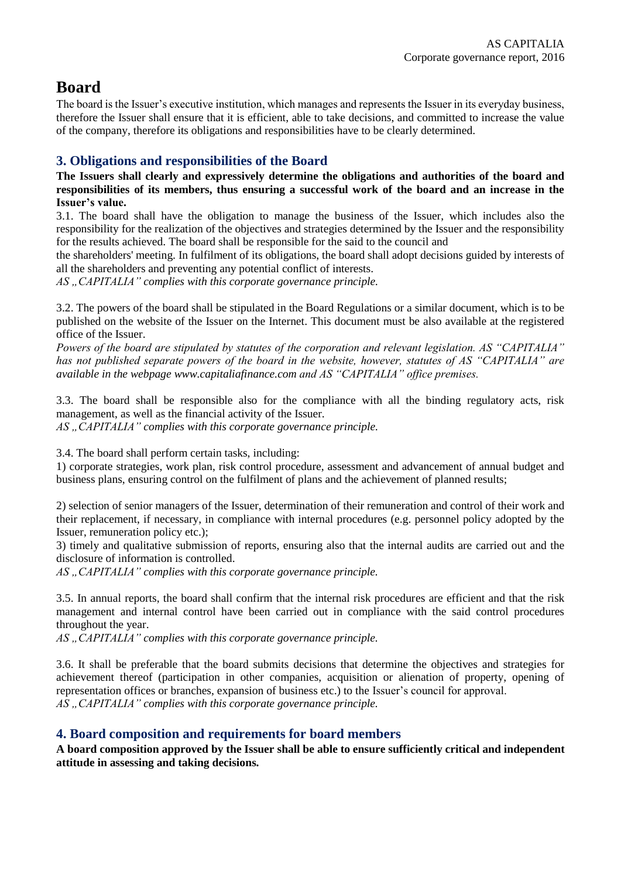# Board

The board is the Issuer's executive institution, which manages and represents the Issuer in its everyday business, therefore the Issuer shall ensure that it is efficient, able to take decisions, and committed to increase the value of the company, therefore its obligations and responsibilities have to be clearly determined.

## 3. Obligations and responsibilities of the Board

**The Issuers shall clearly and expressively determine the obligations and authorities of the board and responsibilities of its members, thus ensuring a successful work of the board and an increase in the Issuer's value.**

3.1. The board shall have the obligation to manage the business of the Issuer, which includes also the responsibility for the realization of the objectives and strategies determined by the Issuer and the responsibility for the results achieved. The board shall be responsible for the said to the council and the shareholders' meeting. In fulfilment of its obligations, the board shall adopt decisions guided by interests of all the shareholders and preventing any potential conflict of interests.

*AS „CAPITALIA" complies with this corporate governance principle.*

3.2. The powers of the board shall be stipulated in the Board Regulations or a similar document, which is to be published on the website of the Issuer on the Internet. This document must be also available at the registered office of the Issuer.

*Powers of the board are stipulated by statutes of the corporation and relevant legislation. AS "CAPITALIA" has not published separate powers of the board in the website, however, statutes of AS "CAPITALIA" are available in the webpage www.capitaliafinance.com and AS "CAPITALIA" office premises.*

3.3. The board shall be responsible also for the compliance with all the binding regulatory acts, risk management, as well as the financial activity of the Issuer.

*AS „CAPITALIA" complies with this corporate governance principle.*

3.4. The board shall perform certain tasks, including:

1) corporate strategies, work plan, risk control procedure, assessment and advancement of annual budget and business plans, ensuring control on the fulfilment of plans and the achievement of planned results;

2) selection of senior managers of the Issuer, determination of their remuneration and control of their work and their replacement, if necessary, in compliance with internal procedures (e.g. personnel policy adopted by the Issuer, remuneration policy etc.);

3) timely and qualitative submission of reports, ensuring also that the internal audits are carried out and the disclosure of information is controlled.

*AS „CAPITALIA" complies with this corporate governance principle.*

3.5. In annual reports, the board shall confirm that the internal risk procedures are efficient and that the risk management and internal control have been carried out in compliance with the said control procedures throughout the year.

*AS „CAPITALIA" complies with this corporate governance principle.*

3.6. It shall be preferable that the board submits decisions that determine the objectives and strategies for achievement thereof (participation in other companies, acquisition or alienation of property, opening of representation offices or branches, expansion of business etc.) to the Issuer's council for approval.

*AS „CAPITALIA" complies with this corporate governance principle.*

## 4. Board composition and requirements for board members

**A board composition approved by the Issuer shall be able to ensure sufficiently critical and independent attitude in assessing and taking decisions.**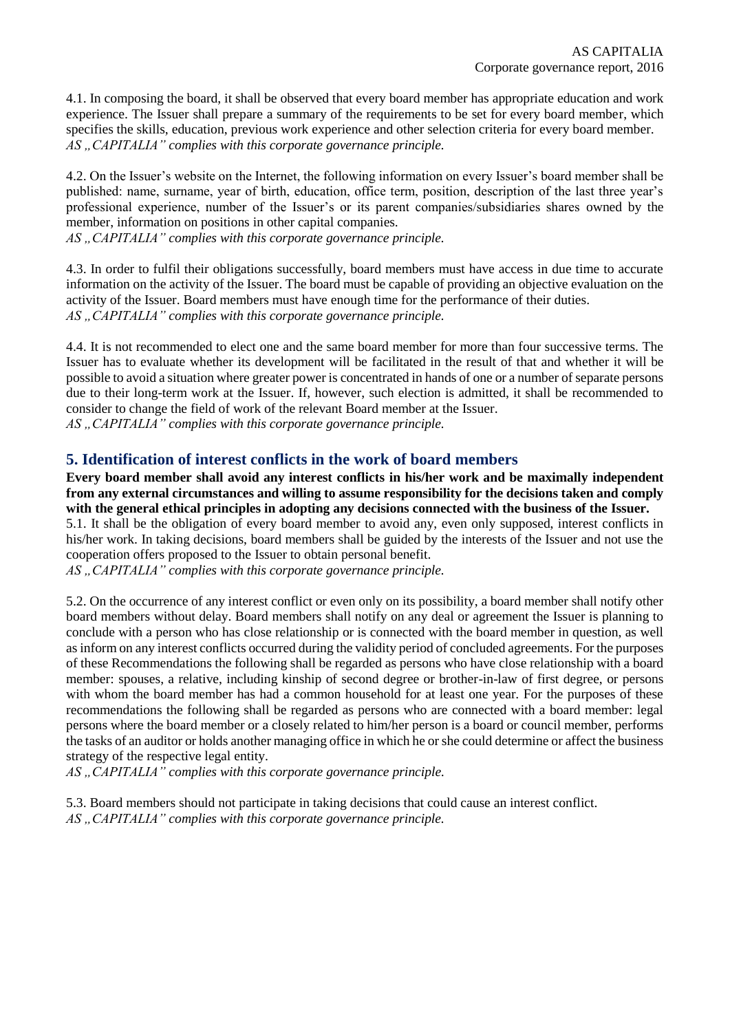4.1. In composing the board, it shall be observed that every board member has appropriate education and work experience. The Issuer shall prepare a summary of the requirements to be set for every board member, which specifies the skills, education, previous work experience and other selection criteria for every board member.
*AS „CAPITALIA" complies with this corporate governance principle.*

4.2. On the Issuer's website on the Internet, the following information on every Issuer's board member shall be published: name, surname, year of birth, education, office term, position, description of the last three year's professional experience, number of the Issuer's or its parent companies/subsidiaries shares owned by the member, information on positions in other capital companies.
*AS „CAPITALIA" complies with this corporate governance principle.*

4.3. In order to fulfil their obligations successfully, board members must have access in due time to accurate information on the activity of the Issuer. The board must be capable of providing an objective evaluation on the activity of the Issuer. Board members must have enough time for the performance of their duties.
*AS „CAPITALIA" complies with this corporate governance principle.*

4.4. It is not recommended to elect one and the same board member for more than four successive terms. The Issuer has to evaluate whether its development will be facilitated in the result of that and whether it will be possible to avoid a situation where greater power is concentrated in hands of one or a number of separate persons due to their long-term work at the Issuer. If, however, such election is admitted, it shall be recommended to consider to change the field of work of the relevant Board member at the Issuer.
*AS „CAPITALIA" complies with this corporate governance principle.*

## 5. Identification of interest conflicts in the work of board members

**Every board member shall avoid any interest conflicts in his/her work and be maximally independent from any external circumstances and willing to assume responsibility for the decisions taken and comply with the general ethical principles in adopting any decisions connected with the business of the Issuer.**

5.1. It shall be the obligation of every board member to avoid any, even only supposed, interest conflicts in his/her work. In taking decisions, board members shall be guided by the interests of the Issuer and not use the cooperation offers proposed to the Issuer to obtain personal benefit.
*AS „CAPITALIA" complies with this corporate governance principle.*

5.2. On the occurrence of any interest conflict or even only on its possibility, a board member shall notify other board members without delay. Board members shall notify on any deal or agreement the Issuer is planning to conclude with a person who has close relationship or is connected with the board member in question, as well as inform on any interest conflicts occurred during the validity period of concluded agreements. For the purposes of these Recommendations the following shall be regarded as persons who have close relationship with a board member: spouses, a relative, including kinship of second degree or brother-in-law of first degree, or persons with whom the board member has had a common household for at least one year. For the purposes of these recommendations the following shall be regarded as persons who are connected with a board member: legal persons where the board member or a closely related to him/her person is a board or council member, performs the tasks of an auditor or holds another managing office in which he or she could determine or affect the business strategy of the respective legal entity.
*AS „CAPITALIA" complies with this corporate governance principle.*

5.3. Board members should not participate in taking decisions that could cause an interest conflict.
*AS „CAPITALIA" complies with this corporate governance principle.*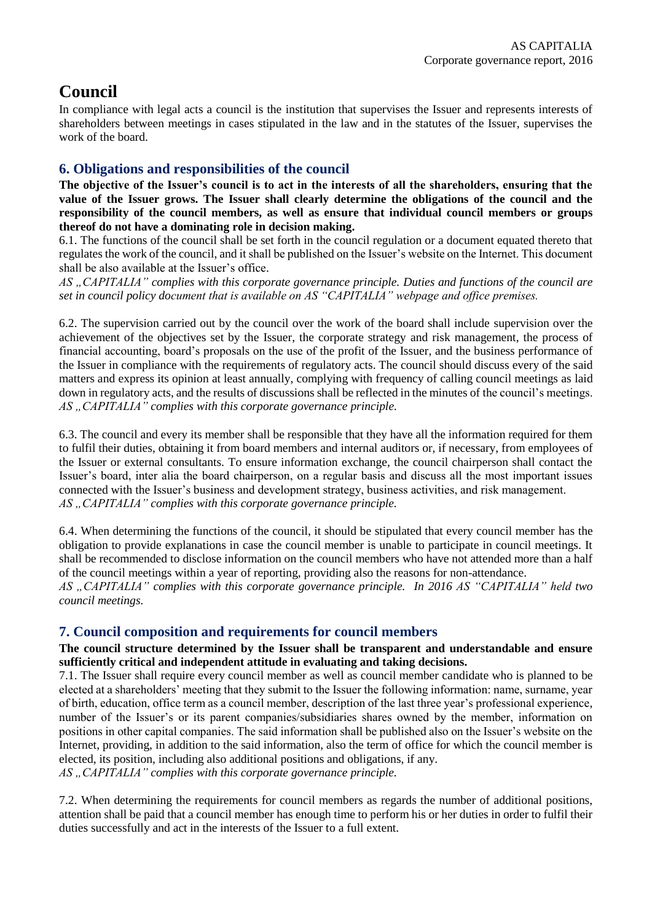# Council

In compliance with legal acts a council is the institution that supervises the Issuer and represents interests of shareholders between meetings in cases stipulated in the law and in the statutes of the Issuer, supervises the work of the board.

## 6. Obligations and responsibilities of the council

**The objective of the Issuer's council is to act in the interests of all the shareholders, ensuring that the value of the Issuer grows. The Issuer shall clearly determine the obligations of the council and the responsibility of the council members, as well as ensure that individual council members or groups thereof do not have a dominating role in decision making.**

6.1. The functions of the council shall be set forth in the council regulation or a document equated thereto that regulates the work of the council, and it shall be published on the Issuer's website on the Internet. This document shall be also available at the Issuer's office.

*AS „CAPITALIA" complies with this corporate governance principle. Duties and functions of the council are set in council policy document that is available on AS "CAPITALIA" webpage and office premises.*

6.2. The supervision carried out by the council over the work of the board shall include supervision over the achievement of the objectives set by the Issuer, the corporate strategy and risk management, the process of financial accounting, board's proposals on the use of the profit of the Issuer, and the business performance of the Issuer in compliance with the requirements of regulatory acts. The council should discuss every of the said matters and express its opinion at least annually, complying with frequency of calling council meetings as laid down in regulatory acts, and the results of discussions shall be reflected in the minutes of the council's meetings.

*AS „CAPITALIA" complies with this corporate governance principle.*

6.3. The council and every its member shall be responsible that they have all the information required for them to fulfil their duties, obtaining it from board members and internal auditors or, if necessary, from employees of the Issuer or external consultants. To ensure information exchange, the council chairperson shall contact the Issuer's board, inter alia the board chairperson, on a regular basis and discuss all the most important issues connected with the Issuer's business and development strategy, business activities, and risk management.

*AS „CAPITALIA" complies with this corporate governance principle.*

6.4. When determining the functions of the council, it should be stipulated that every council member has the obligation to provide explanations in case the council member is unable to participate in council meetings. It shall be recommended to disclose information on the council members who have not attended more than a half of the council meetings within a year of reporting, providing also the reasons for non-attendance.

*AS „CAPITALIA" complies with this corporate governance principle. In 2016 AS "CAPITALIA" held two council meetings.*

## 7. Council composition and requirements for council members

**The council structure determined by the Issuer shall be transparent and understandable and ensure sufficiently critical and independent attitude in evaluating and taking decisions.**

7.1. The Issuer shall require every council member as well as council member candidate who is planned to be elected at a shareholders' meeting that they submit to the Issuer the following information: name, surname, year of birth, education, office term as a council member, description of the last three year's professional experience, number of the Issuer's or its parent companies/subsidiaries shares owned by the member, information on positions in other capital companies. The said information shall be published also on the Issuer's website on the Internet, providing, in addition to the said information, also the term of office for which the council member is elected, its position, including also additional positions and obligations, if any.

*AS „CAPITALIA" complies with this corporate governance principle.*

7.2. When determining the requirements for council members as regards the number of additional positions, attention shall be paid that a council member has enough time to perform his or her duties in order to fulfil their duties successfully and act in the interests of the Issuer to a full extent.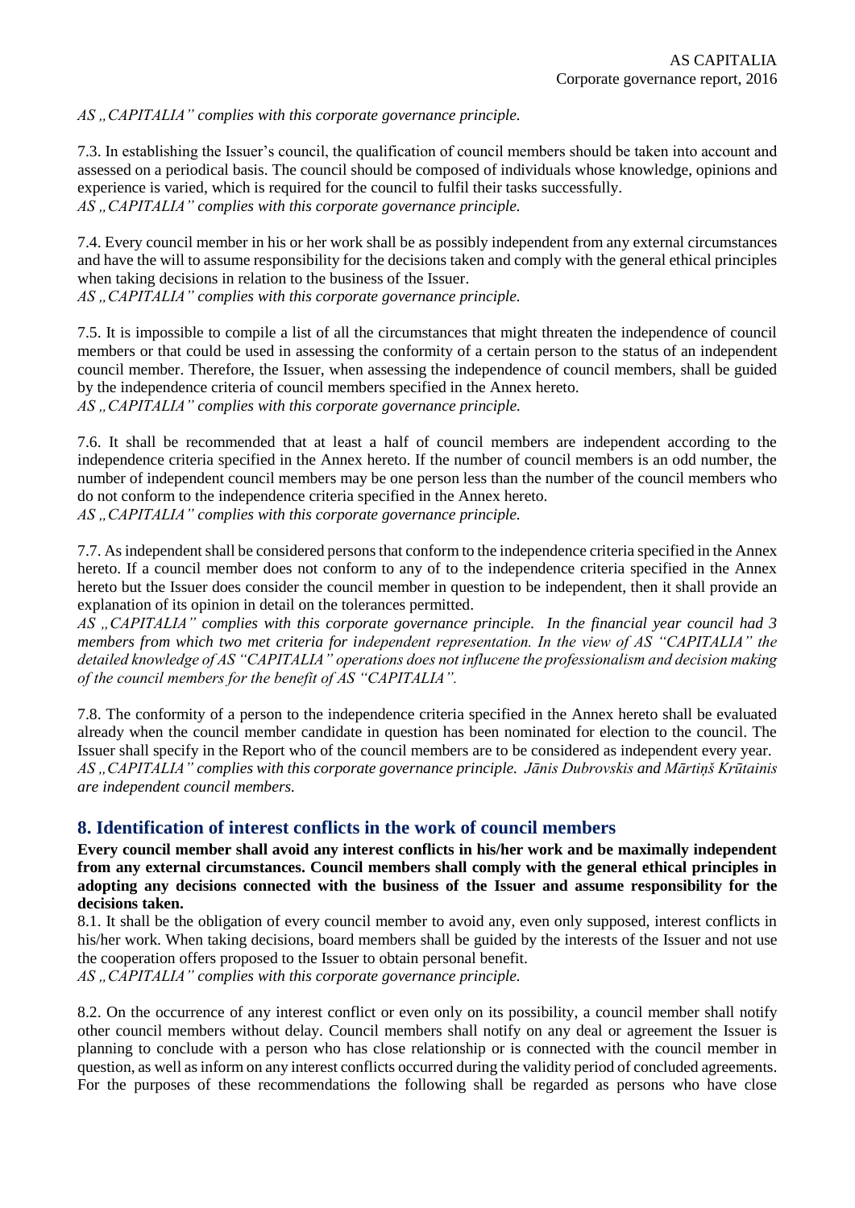*AS „CAPITALIA" complies with this corporate governance principle.*

7.3. In establishing the Issuer's council, the qualification of council members should be taken into account and assessed on a periodical basis. The council should be composed of individuals whose knowledge, opinions and experience is varied, which is required for the council to fulfil their tasks successfully.
*AS „CAPITALIA" complies with this corporate governance principle.*

7.4. Every council member in his or her work shall be as possibly independent from any external circumstances and have the will to assume responsibility for the decisions taken and comply with the general ethical principles when taking decisions in relation to the business of the Issuer.
*AS „CAPITALIA" complies with this corporate governance principle.*

7.5. It is impossible to compile a list of all the circumstances that might threaten the independence of council members or that could be used in assessing the conformity of a certain person to the status of an independent council member. Therefore, the Issuer, when assessing the independence of council members, shall be guided by the independence criteria of council members specified in the Annex hereto.
*AS „CAPITALIA" complies with this corporate governance principle.*

7.6. It shall be recommended that at least a half of council members are independent according to the independence criteria specified in the Annex hereto. If the number of council members is an odd number, the number of independent council members may be one person less than the number of the council members who do not conform to the independence criteria specified in the Annex hereto.
*AS „CAPITALIA" complies with this corporate governance principle.*

7.7. As independent shall be considered persons that conform to the independence criteria specified in the Annex hereto. If a council member does not conform to any of to the independence criteria specified in the Annex hereto but the Issuer does consider the council member in question to be independent, then it shall provide an explanation of its opinion in detail on the tolerances permitted.
*AS „CAPITALIA" complies with this corporate governance principle. In the financial year council had 3 members from which two met criteria for independent representation. In the view of AS "CAPITALIA" the detailed knowledge of AS "CAPITALIA" operations does not influcene the professionalism and decision making of the council members for the benefit of AS "CAPITALIA".*

7.8. The conformity of a person to the independence criteria specified in the Annex hereto shall be evaluated already when the council member candidate in question has been nominated for election to the council. The Issuer shall specify in the Report who of the council members are to be considered as independent every year.
*AS „CAPITALIA" complies with this corporate governance principle. Jānis Dubrovskis and Mārtiņš Krūtainis are independent council members.*

## 8. Identification of interest conflicts in the work of council members

**Every council member shall avoid any interest conflicts in his/her work and be maximally independent from any external circumstances. Council members shall comply with the general ethical principles in adopting any decisions connected with the business of the Issuer and assume responsibility for the decisions taken.**

8.1. It shall be the obligation of every council member to avoid any, even only supposed, interest conflicts in his/her work. When taking decisions, board members shall be guided by the interests of the Issuer and not use the cooperation offers proposed to the Issuer to obtain personal benefit.
*AS „CAPITALIA" complies with this corporate governance principle.*

8.2. On the occurrence of any interest conflict or even only on its possibility, a council member shall notify other council members without delay. Council members shall notify on any deal or agreement the Issuer is planning to conclude with a person who has close relationship or is connected with the council member in question, as well as inform on any interest conflicts occurred during the validity period of concluded agreements. For the purposes of these recommendations the following shall be regarded as persons who have close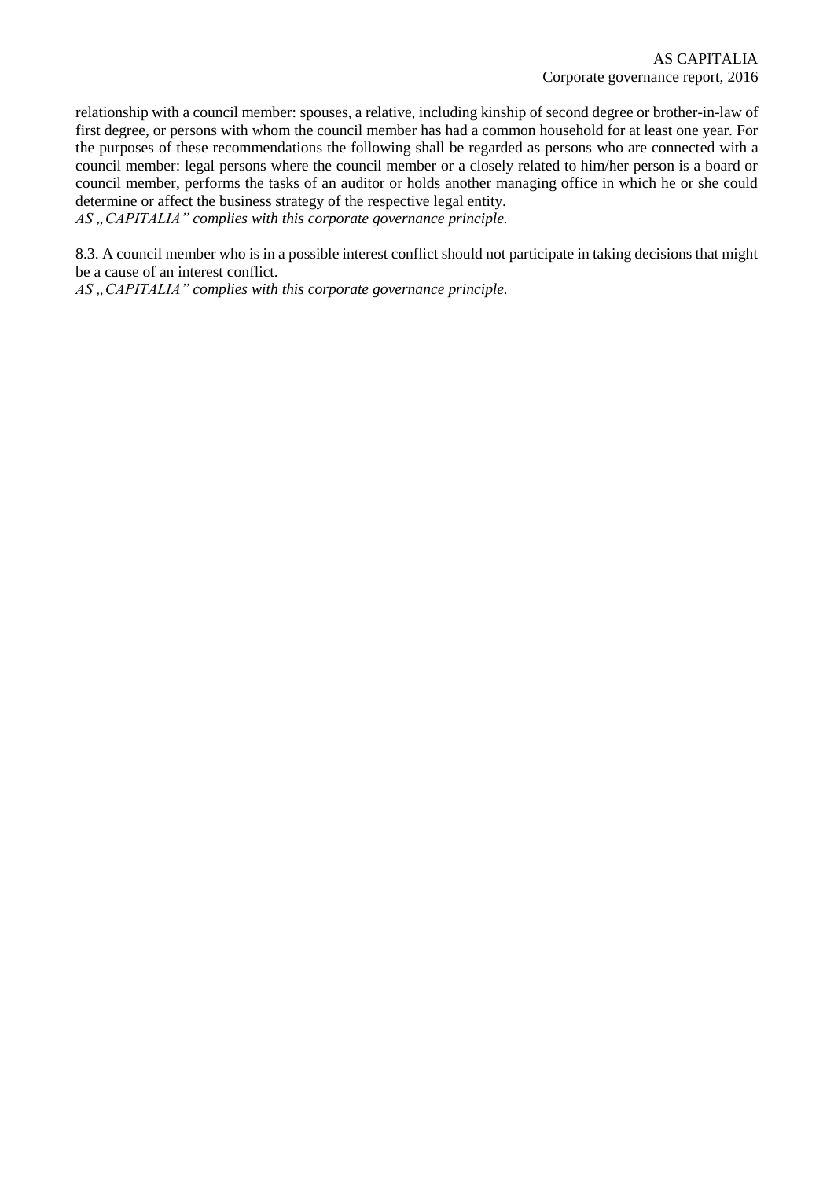relationship with a council member: spouses, a relative, including kinship of second degree or brother-in-law of first degree, or persons with whom the council member has had a common household for at least one year. For the purposes of these recommendations the following shall be regarded as persons who are connected with a council member: legal persons where the council member or a closely related to him/her person is a board or council member, performs the tasks of an auditor or holds another managing office in which he or she could determine or affect the business strategy of the respective legal entity.
*AS „CAPITALIA" complies with this corporate governance principle.*

8.3. A council member who is in a possible interest conflict should not participate in taking decisions that might be a cause of an interest conflict.
*AS „CAPITALIA" complies with this corporate governance principle.*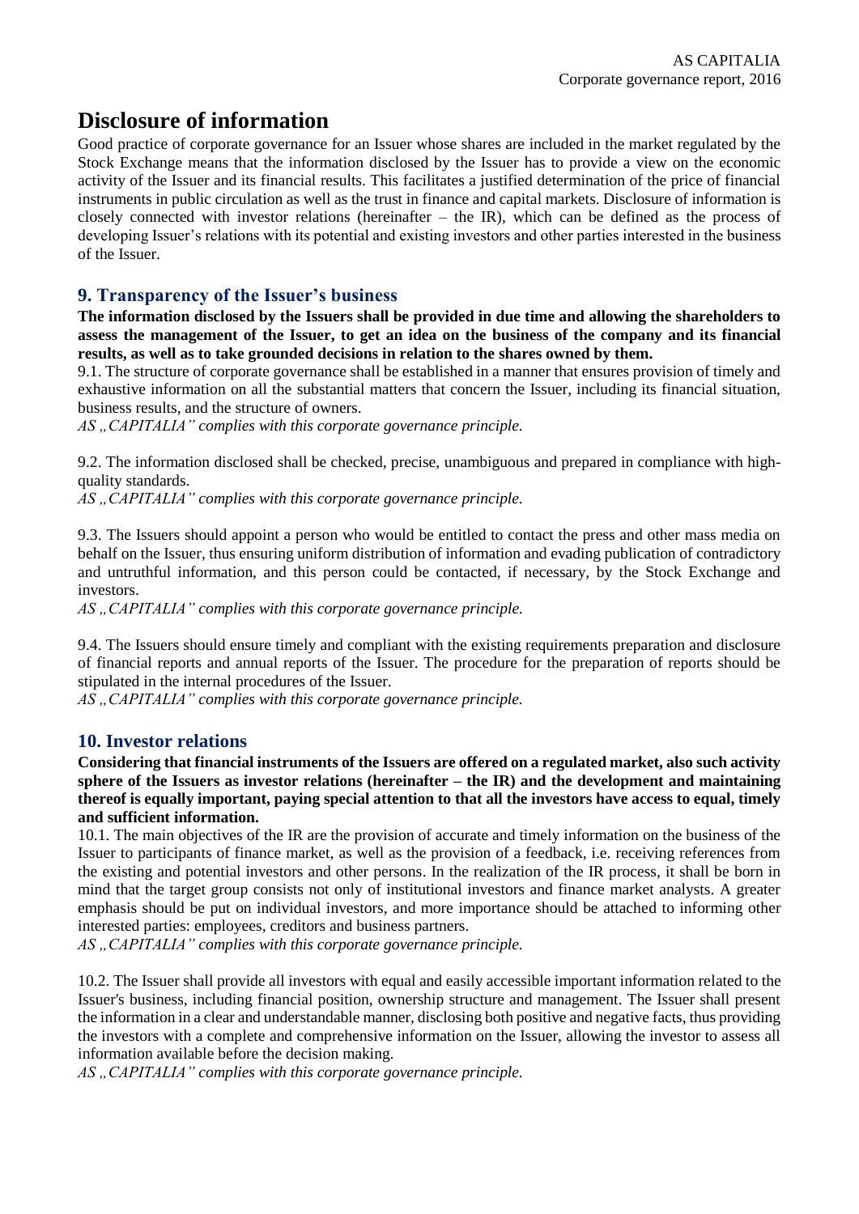# Disclosure of information

Good practice of corporate governance for an Issuer whose shares are included in the market regulated by the Stock Exchange means that the information disclosed by the Issuer has to provide a view on the economic activity of the Issuer and its financial results. This facilitates a justified determination of the price of financial instruments in public circulation as well as the trust in finance and capital markets. Disclosure of information is closely connected with investor relations (hereinafter – the IR), which can be defined as the process of developing Issuer's relations with its potential and existing investors and other parties interested in the business of the Issuer.

## 9. Transparency of the Issuer's business

**The information disclosed by the Issuers shall be provided in due time and allowing the shareholders to assess the management of the Issuer, to get an idea on the business of the company and its financial results, as well as to take grounded decisions in relation to the shares owned by them.**

9.1. The structure of corporate governance shall be established in a manner that ensures provision of timely and exhaustive information on all the substantial matters that concern the Issuer, including its financial situation, business results, and the structure of owners.

*AS „CAPITALIA" complies with this corporate governance principle.*

9.2. The information disclosed shall be checked, precise, unambiguous and prepared in compliance with high-quality standards.

*AS „CAPITALIA" complies with this corporate governance principle.*

9.3. The Issuers should appoint a person who would be entitled to contact the press and other mass media on behalf on the Issuer, thus ensuring uniform distribution of information and evading publication of contradictory and untruthful information, and this person could be contacted, if necessary, by the Stock Exchange and investors.

*AS „CAPITALIA" complies with this corporate governance principle.*

9.4. The Issuers should ensure timely and compliant with the existing requirements preparation and disclosure of financial reports and annual reports of the Issuer. The procedure for the preparation of reports should be stipulated in the internal procedures of the Issuer.

*AS „CAPITALIA" complies with this corporate governance principle.*

## 10. Investor relations

**Considering that financial instruments of the Issuers are offered on a regulated market, also such activity sphere of the Issuers as investor relations (hereinafter – the IR) and the development and maintaining thereof is equally important, paying special attention to that all the investors have access to equal, timely and sufficient information.**

10.1. The main objectives of the IR are the provision of accurate and timely information on the business of the Issuer to participants of finance market, as well as the provision of a feedback, i.e. receiving references from the existing and potential investors and other persons. In the realization of the IR process, it shall be born in mind that the target group consists not only of institutional investors and finance market analysts. A greater emphasis should be put on individual investors, and more importance should be attached to informing other interested parties: employees, creditors and business partners.

*AS „CAPITALIA" complies with this corporate governance principle.*

10.2. The Issuer shall provide all investors with equal and easily accessible important information related to the Issuer's business, including financial position, ownership structure and management. The Issuer shall present the information in a clear and understandable manner, disclosing both positive and negative facts, thus providing the investors with a complete and comprehensive information on the Issuer, allowing the investor to assess all information available before the decision making.

*AS „CAPITALIA" complies with this corporate governance principle.*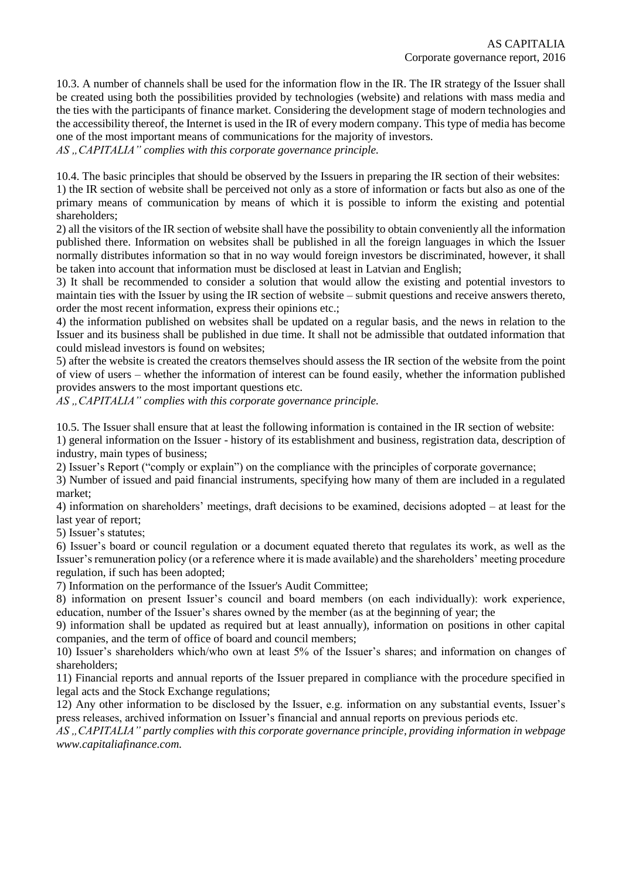10.3. A number of channels shall be used for the information flow in the IR. The IR strategy of the Issuer shall be created using both the possibilities provided by technologies (website) and relations with mass media and the ties with the participants of finance market. Considering the development stage of modern technologies and the accessibility thereof, the Internet is used in the IR of every modern company. This type of media has become one of the most important means of communications for the majority of investors.

*AS „CAPITALIA" complies with this corporate governance principle.*

10.4. The basic principles that should be observed by the Issuers in preparing the IR section of their websites:

1) the IR section of website shall be perceived not only as a store of information or facts but also as one of the primary means of communication by means of which it is possible to inform the existing and potential shareholders;

2) all the visitors of the IR section of website shall have the possibility to obtain conveniently all the information published there. Information on websites shall be published in all the foreign languages in which the Issuer normally distributes information so that in no way would foreign investors be discriminated, however, it shall be taken into account that information must be disclosed at least in Latvian and English;

3) It shall be recommended to consider a solution that would allow the existing and potential investors to maintain ties with the Issuer by using the IR section of website – submit questions and receive answers thereto, order the most recent information, express their opinions etc.;

4) the information published on websites shall be updated on a regular basis, and the news in relation to the Issuer and its business shall be published in due time. It shall not be admissible that outdated information that could mislead investors is found on websites;

5) after the website is created the creators themselves should assess the IR section of the website from the point of view of users – whether the information of interest can be found easily, whether the information published provides answers to the most important questions etc.

*AS „CAPITALIA" complies with this corporate governance principle.*

10.5. The Issuer shall ensure that at least the following information is contained in the IR section of website:

1) general information on the Issuer - history of its establishment and business, registration data, description of industry, main types of business;

2) Issuer's Report ("comply or explain") on the compliance with the principles of corporate governance;

3) Number of issued and paid financial instruments, specifying how many of them are included in a regulated market;

4) information on shareholders' meetings, draft decisions to be examined, decisions adopted – at least for the last year of report;

5) Issuer's statutes;

6) Issuer's board or council regulation or a document equated thereto that regulates its work, as well as the Issuer's remuneration policy (or a reference where it is made available) and the shareholders' meeting procedure regulation, if such has been adopted;

7) Information on the performance of the Issuer's Audit Committee;

8) information on present Issuer's council and board members (on each individually): work experience, education, number of the Issuer's shares owned by the member (as at the beginning of year; the

9) information shall be updated as required but at least annually), information on positions in other capital companies, and the term of office of board and council members;

10) Issuer's shareholders which/who own at least 5% of the Issuer's shares; and information on changes of shareholders;

11) Financial reports and annual reports of the Issuer prepared in compliance with the procedure specified in legal acts and the Stock Exchange regulations;

12) Any other information to be disclosed by the Issuer, e.g. information on any substantial events, Issuer's press releases, archived information on Issuer's financial and annual reports on previous periods etc.

*AS „CAPITALIA" partly complies with this corporate governance principle, providing information in webpage www.capitaliafinance.com.*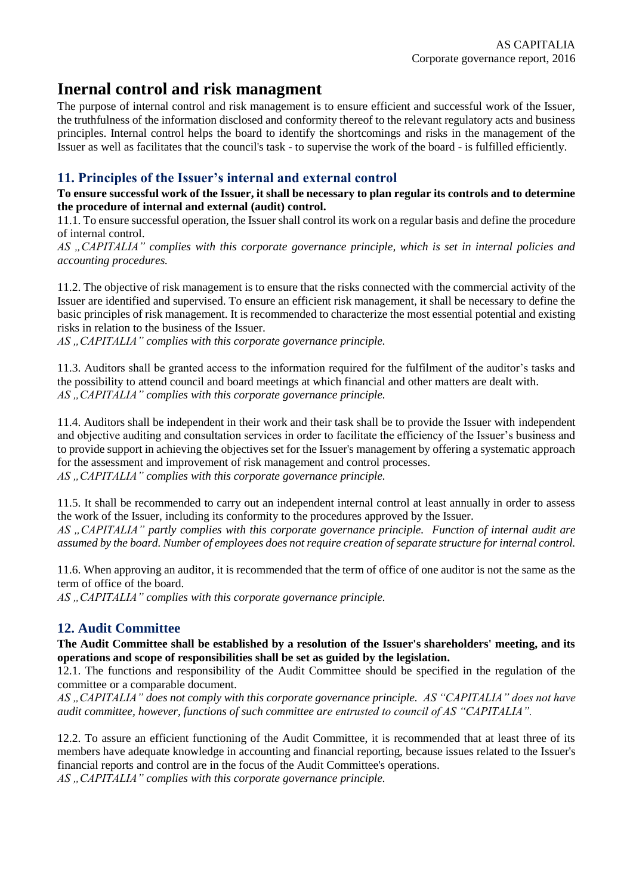# Inernal control and risk managment

The purpose of internal control and risk management is to ensure efficient and successful work of the Issuer, the truthfulness of the information disclosed and conformity thereof to the relevant regulatory acts and business principles. Internal control helps the board to identify the shortcomings and risks in the management of the Issuer as well as facilitates that the council's task - to supervise the work of the board - is fulfilled efficiently.

## 11. Principles of the Issuer's internal and external control

**To ensure successful work of the Issuer, it shall be necessary to plan regular its controls and to determine the procedure of internal and external (audit) control.**

11.1. To ensure successful operation, the Issuer shall control its work on a regular basis and define the procedure of internal control.

*AS „CAPITALIA" complies with this corporate governance principle, which is set in internal policies and accounting procedures.*

11.2. The objective of risk management is to ensure that the risks connected with the commercial activity of the Issuer are identified and supervised. To ensure an efficient risk management, it shall be necessary to define the basic principles of risk management. It is recommended to characterize the most essential potential and existing risks in relation to the business of the Issuer.

*AS „CAPITALIA" complies with this corporate governance principle.*

11.3. Auditors shall be granted access to the information required for the fulfilment of the auditor's tasks and the possibility to attend council and board meetings at which financial and other matters are dealt with.

*AS „CAPITALIA" complies with this corporate governance principle.*

11.4. Auditors shall be independent in their work and their task shall be to provide the Issuer with independent and objective auditing and consultation services in order to facilitate the efficiency of the Issuer's business and to provide support in achieving the objectives set for the Issuer's management by offering a systematic approach for the assessment and improvement of risk management and control processes.

*AS „CAPITALIA" complies with this corporate governance principle.*

11.5. It shall be recommended to carry out an independent internal control at least annually in order to assess the work of the Issuer, including its conformity to the procedures approved by the Issuer.

*AS „CAPITALIA" partly complies with this corporate governance principle. Function of internal audit are assumed by the board. Number of employees does not require creation of separate structure for internal control.*

11.6. When approving an auditor, it is recommended that the term of office of one auditor is not the same as the term of office of the board.

*AS „CAPITALIA" complies with this corporate governance principle.*

## 12. Audit Committee

**The Audit Committee shall be established by a resolution of the Issuer's shareholders' meeting, and its operations and scope of responsibilities shall be set as guided by the legislation.**

12.1. The functions and responsibility of the Audit Committee should be specified in the regulation of the committee or a comparable document.

*AS „CAPITALIA" does not comply with this corporate governance principle. AS "CAPITALIA" does not have audit committee, however, functions of such committee are entrusted to council of AS "CAPITALIA".*

12.2. To assure an efficient functioning of the Audit Committee, it is recommended that at least three of its members have adequate knowledge in accounting and financial reporting, because issues related to the Issuer's financial reports and control are in the focus of the Audit Committee's operations.

*AS „CAPITALIA" complies with this corporate governance principle.*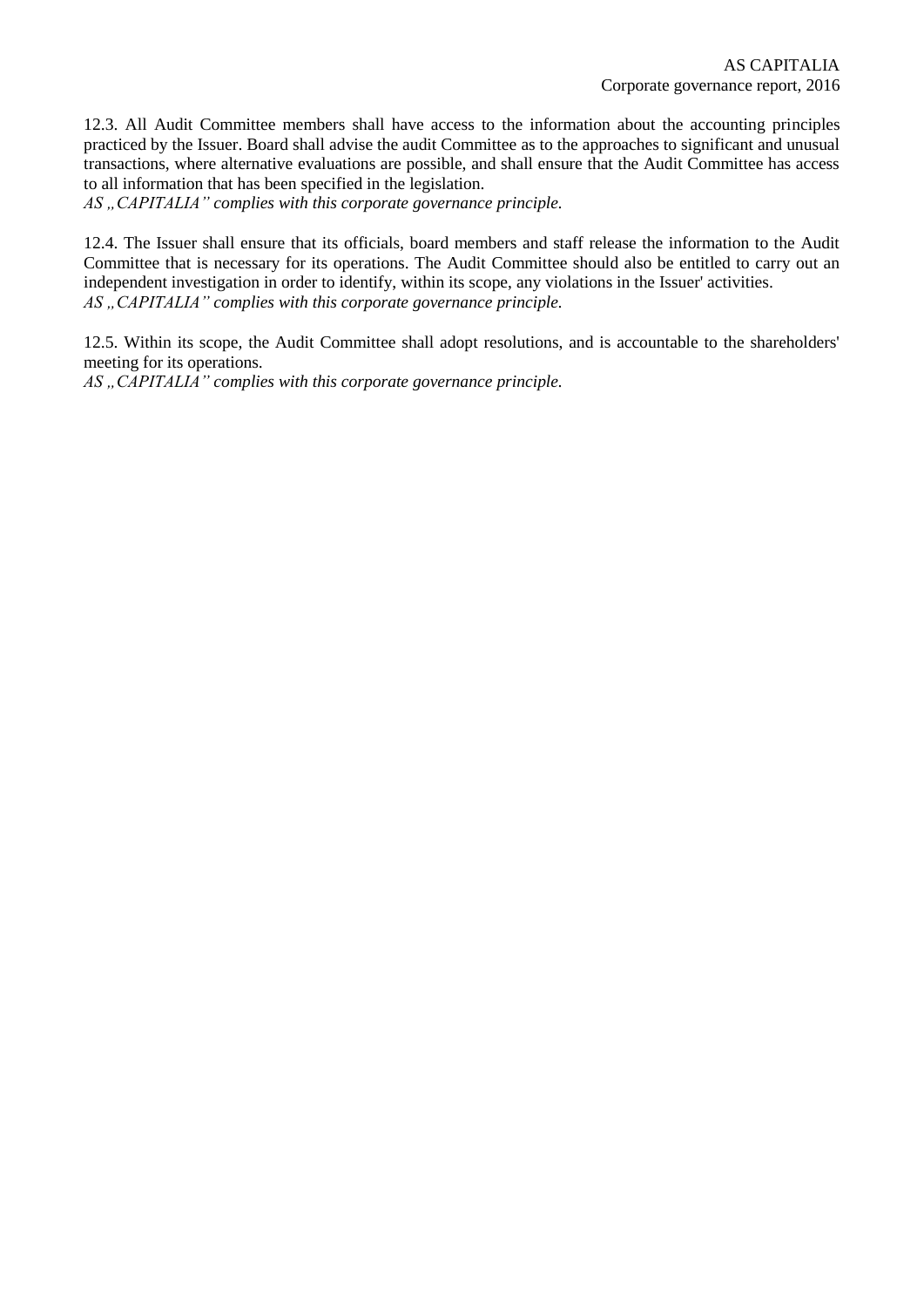12.3. All Audit Committee members shall have access to the information about the accounting principles practiced by the Issuer. Board shall advise the audit Committee as to the approaches to significant and unusual transactions, where alternative evaluations are possible, and shall ensure that the Audit Committee has access to all information that has been specified in the legislation.

*AS „CAPITALIA" complies with this corporate governance principle.*

12.4. The Issuer shall ensure that its officials, board members and staff release the information to the Audit Committee that is necessary for its operations. The Audit Committee should also be entitled to carry out an independent investigation in order to identify, within its scope, any violations in the Issuer' activities.

*AS „CAPITALIA" complies with this corporate governance principle.*

12.5. Within its scope, the Audit Committee shall adopt resolutions, and is accountable to the shareholders' meeting for its operations.

*AS „CAPITALIA" complies with this corporate governance principle.*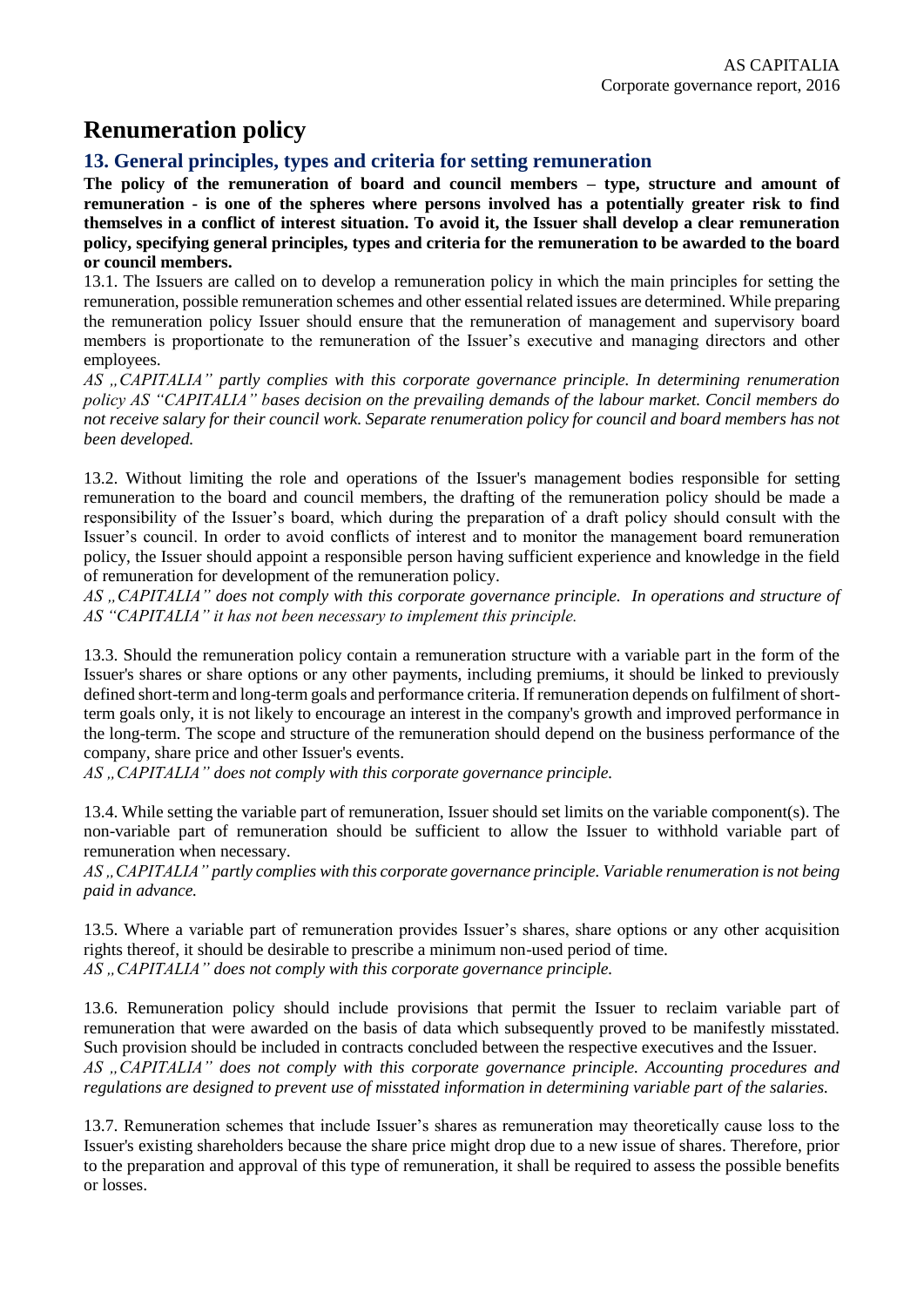# Renumeration policy

## 13. General principles, types and criteria for setting remuneration

**The policy of the remuneration of board and council members – type, structure and amount of remuneration - is one of the spheres where persons involved has a potentially greater risk to find themselves in a conflict of interest situation. To avoid it, the Issuer shall develop a clear remuneration policy, specifying general principles, types and criteria for the remuneration to be awarded to the board or council members.**

13.1. The Issuers are called on to develop a remuneration policy in which the main principles for setting the remuneration, possible remuneration schemes and other essential related issues are determined. While preparing the remuneration policy Issuer should ensure that the remuneration of management and supervisory board members is proportionate to the remuneration of the Issuer's executive and managing directors and other employees.

*AS „CAPITALIA" partly complies with this corporate governance principle. In determining renumeration policy AS "CAPITALIA" bases decision on the prevailing demands of the labour market. Concil members do not receive salary for their council work. Separate renumeration policy for council and board members has not been developed.*

13.2. Without limiting the role and operations of the Issuer's management bodies responsible for setting remuneration to the board and council members, the drafting of the remuneration policy should be made a responsibility of the Issuer's board, which during the preparation of a draft policy should consult with the Issuer's council. In order to avoid conflicts of interest and to monitor the management board remuneration policy, the Issuer should appoint a responsible person having sufficient experience and knowledge in the field of remuneration for development of the remuneration policy.

*AS „CAPITALIA" does not comply with this corporate governance principle. In operations and structure of AS "CAPITALIA" it has not been necessary to implement this principle.*

13.3. Should the remuneration policy contain a remuneration structure with a variable part in the form of the Issuer's shares or share options or any other payments, including premiums, it should be linked to previously defined short-term and long-term goals and performance criteria. If remuneration depends on fulfilment of short-term goals only, it is not likely to encourage an interest in the company's growth and improved performance in the long-term. The scope and structure of the remuneration should depend on the business performance of the company, share price and other Issuer's events.

*AS „CAPITALIA" does not comply with this corporate governance principle.*

13.4. While setting the variable part of remuneration, Issuer should set limits on the variable component(s). The non-variable part of remuneration should be sufficient to allow the Issuer to withhold variable part of remuneration when necessary.

*AS „CAPITALIA" partly complies with this corporate governance principle. Variable renumeration is not being paid in advance.*

13.5. Where a variable part of remuneration provides Issuer's shares, share options or any other acquisition rights thereof, it should be desirable to prescribe a minimum non-used period of time.

*AS „CAPITALIA" does not comply with this corporate governance principle.*

13.6. Remuneration policy should include provisions that permit the Issuer to reclaim variable part of remuneration that were awarded on the basis of data which subsequently proved to be manifestly misstated. Such provision should be included in contracts concluded between the respective executives and the Issuer.

*AS „CAPITALIA" does not comply with this corporate governance principle. Accounting procedures and regulations are designed to prevent use of misstated information in determining variable part of the salaries.*

13.7. Remuneration schemes that include Issuer's shares as remuneration may theoretically cause loss to the Issuer's existing shareholders because the share price might drop due to a new issue of shares. Therefore, prior to the preparation and approval of this type of remuneration, it shall be required to assess the possible benefits or losses.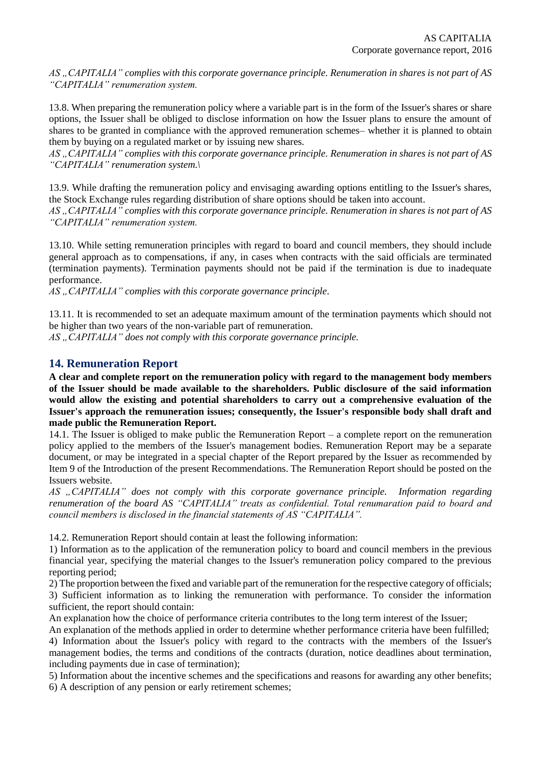*AS „CAPITALIA" complies with this corporate governance principle. Renumeration in shares is not part of AS "CAPITALIA" renumeration system.*

13.8. When preparing the remuneration policy where a variable part is in the form of the Issuer's shares or share options, the Issuer shall be obliged to disclose information on how the Issuer plans to ensure the amount of shares to be granted in compliance with the approved remuneration schemes– whether it is planned to obtain them by buying on a regulated market or by issuing new shares.

*AS „CAPITALIA" complies with this corporate governance principle. Renumeration in shares is not part of AS "CAPITALIA" renumeration system.\*

13.9. While drafting the remuneration policy and envisaging awarding options entitling to the Issuer's shares, the Stock Exchange rules regarding distribution of share options should be taken into account.

*AS „CAPITALIA" complies with this corporate governance principle. Renumeration in shares is not part of AS "CAPITALIA" renumeration system.*

13.10. While setting remuneration principles with regard to board and council members, they should include general approach as to compensations, if any, in cases when contracts with the said officials are terminated (termination payments). Termination payments should not be paid if the termination is due to inadequate performance.

*AS „CAPITALIA" complies with this corporate governance principle.*

13.11. It is recommended to set an adequate maximum amount of the termination payments which should not be higher than two years of the non-variable part of remuneration.

*AS „CAPITALIA" does not comply with this corporate governance principle.*

## 14. Remuneration Report

**A clear and complete report on the remuneration policy with regard to the management body members of the Issuer should be made available to the shareholders. Public disclosure of the said information would allow the existing and potential shareholders to carry out a comprehensive evaluation of the Issuer's approach the remuneration issues; consequently, the Issuer's responsible body shall draft and made public the Remuneration Report.**

14.1. The Issuer is obliged to make public the Remuneration Report – a complete report on the remuneration policy applied to the members of the Issuer's management bodies. Remuneration Report may be a separate document, or may be integrated in a special chapter of the Report prepared by the Issuer as recommended by Item 9 of the Introduction of the present Recommendations. The Remuneration Report should be posted on the Issuers website.

*AS „CAPITALIA" does not comply with this corporate governance principle. Information regarding renumeration of the board AS "CAPITALIA" treats as confidential. Total renumaration paid to board and council members is disclosed in the financial statements of AS "CAPITALIA".*

14.2. Remuneration Report should contain at least the following information:

1) Information as to the application of the remuneration policy to board and council members in the previous financial year, specifying the material changes to the Issuer's remuneration policy compared to the previous reporting period;

2) The proportion between the fixed and variable part of the remuneration for the respective category of officials;

3) Sufficient information as to linking the remuneration with performance. To consider the information sufficient, the report should contain:

An explanation how the choice of performance criteria contributes to the long term interest of the Issuer;

An explanation of the methods applied in order to determine whether performance criteria have been fulfilled;

4) Information about the Issuer's policy with regard to the contracts with the members of the Issuer's management bodies, the terms and conditions of the contracts (duration, notice deadlines about termination, including payments due in case of termination);

5) Information about the incentive schemes and the specifications and reasons for awarding any other benefits;

6) A description of any pension or early retirement schemes;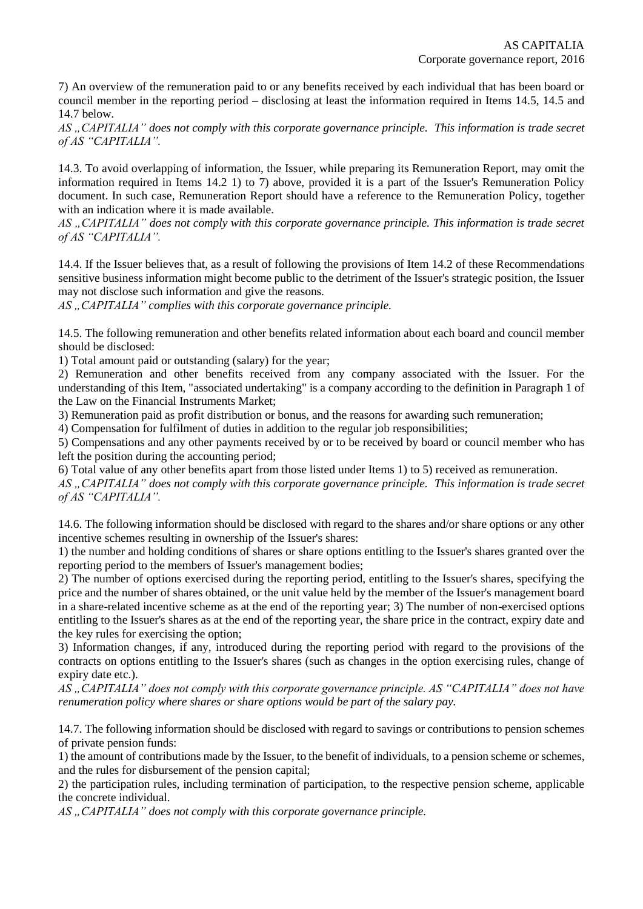7) An overview of the remuneration paid to or any benefits received by each individual that has been board or council member in the reporting period – disclosing at least the information required in Items 14.5, 14.5 and 14.7 below.

*AS „CAPITALIA" does not comply with this corporate governance principle. This information is trade secret of AS "CAPITALIA".*

14.3. To avoid overlapping of information, the Issuer, while preparing its Remuneration Report, may omit the information required in Items 14.2 1) to 7) above, provided it is a part of the Issuer's Remuneration Policy document. In such case, Remuneration Report should have a reference to the Remuneration Policy, together with an indication where it is made available.

*AS „CAPITALIA" does not comply with this corporate governance principle. This information is trade secret of AS "CAPITALIA".*

14.4. If the Issuer believes that, as a result of following the provisions of Item 14.2 of these Recommendations sensitive business information might become public to the detriment of the Issuer's strategic position, the Issuer may not disclose such information and give the reasons.

*AS „CAPITALIA" complies with this corporate governance principle.*

14.5. The following remuneration and other benefits related information about each board and council member should be disclosed:

1) Total amount paid or outstanding (salary) for the year;

2) Remuneration and other benefits received from any company associated with the Issuer. For the understanding of this Item, "associated undertaking" is a company according to the definition in Paragraph 1 of the Law on the Financial Instruments Market;

3) Remuneration paid as profit distribution or bonus, and the reasons for awarding such remuneration;

4) Compensation for fulfilment of duties in addition to the regular job responsibilities;

5) Compensations and any other payments received by or to be received by board or council member who has left the position during the accounting period;

6) Total value of any other benefits apart from those listed under Items 1) to 5) received as remuneration.

*AS „CAPITALIA" does not comply with this corporate governance principle. This information is trade secret of AS "CAPITALIA".*

14.6. The following information should be disclosed with regard to the shares and/or share options or any other incentive schemes resulting in ownership of the Issuer's shares:

1) the number and holding conditions of shares or share options entitling to the Issuer's shares granted over the reporting period to the members of Issuer's management bodies;

2) The number of options exercised during the reporting period, entitling to the Issuer's shares, specifying the price and the number of shares obtained, or the unit value held by the member of the Issuer's management board in a share-related incentive scheme as at the end of the reporting year; 3) The number of non-exercised options entitling to the Issuer's shares as at the end of the reporting year, the share price in the contract, expiry date and the key rules for exercising the option;

3) Information changes, if any, introduced during the reporting period with regard to the provisions of the contracts on options entitling to the Issuer's shares (such as changes in the option exercising rules, change of expiry date etc.).

*AS „CAPITALIA" does not comply with this corporate governance principle. AS "CAPITALIA" does not have renumeration policy where shares or share options would be part of the salary pay.*

14.7. The following information should be disclosed with regard to savings or contributions to pension schemes of private pension funds:

1) the amount of contributions made by the Issuer, to the benefit of individuals, to a pension scheme or schemes, and the rules for disbursement of the pension capital;

2) the participation rules, including termination of participation, to the respective pension scheme, applicable the concrete individual.

*AS „CAPITALIA" does not comply with this corporate governance principle.*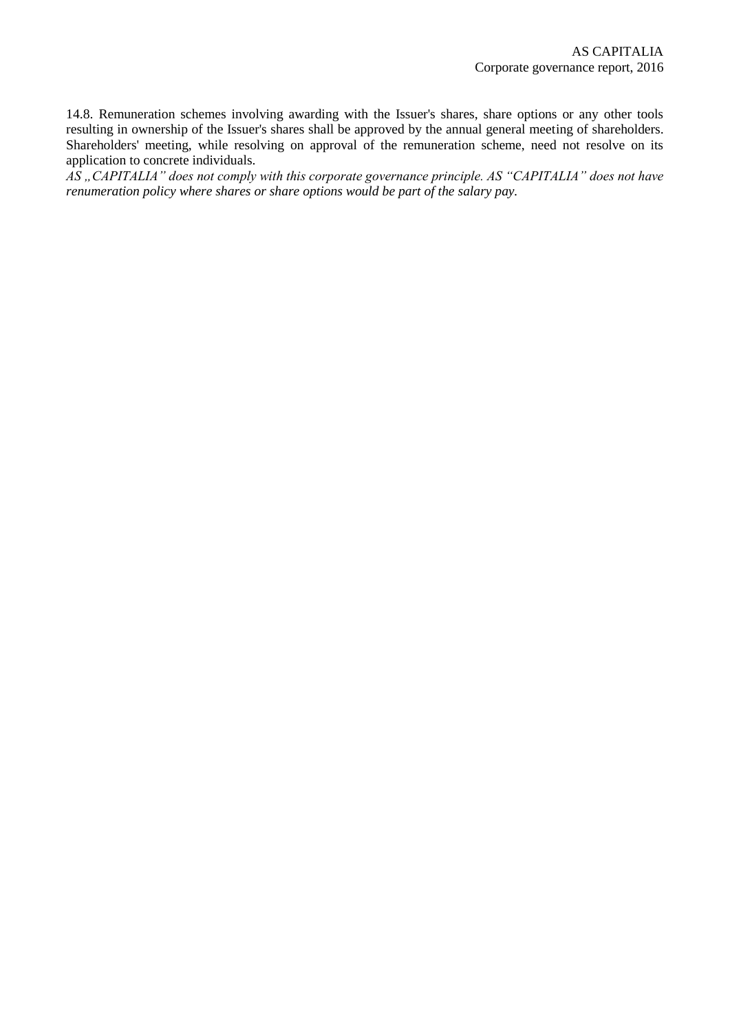14.8. Remuneration schemes involving awarding with the Issuer's shares, share options or any other tools resulting in ownership of the Issuer's shares shall be approved by the annual general meeting of shareholders. Shareholders' meeting, while resolving on approval of the remuneration scheme, need not resolve on its application to concrete individuals.

*AS „CAPITALIA" does not comply with this corporate governance principle. AS "CAPITALIA" does not have renumeration policy where shares or share options would be part of the salary pay.*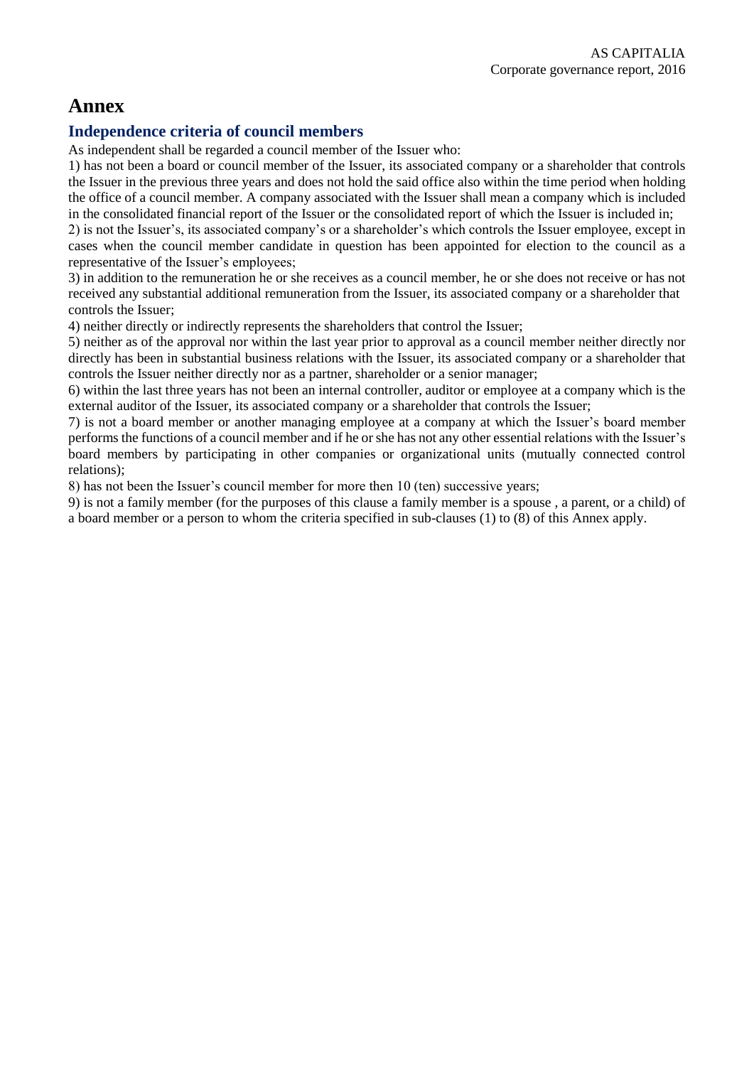# Annex

## Independence criteria of council members

As independent shall be regarded a council member of the Issuer who:

1) has not been a board or council member of the Issuer, its associated company or a shareholder that controls the Issuer in the previous three years and does not hold the said office also within the time period when holding the office of a council member. A company associated with the Issuer shall mean a company which is included in the consolidated financial report of the Issuer or the consolidated report of which the Issuer is included in;

2) is not the Issuer's, its associated company's or a shareholder's which controls the Issuer employee, except in cases when the council member candidate in question has been appointed for election to the council as a representative of the Issuer's employees;

3) in addition to the remuneration he or she receives as a council member, he or she does not receive or has not received any substantial additional remuneration from the Issuer, its associated company or a shareholder that controls the Issuer;

4) neither directly or indirectly represents the shareholders that control the Issuer;

5) neither as of the approval nor within the last year prior to approval as a council member neither directly nor directly has been in substantial business relations with the Issuer, its associated company or a shareholder that controls the Issuer neither directly nor as a partner, shareholder or a senior manager;

6) within the last three years has not been an internal controller, auditor or employee at a company which is the external auditor of the Issuer, its associated company or a shareholder that controls the Issuer;

7) is not a board member or another managing employee at a company at which the Issuer's board member performs the functions of a council member and if he or she has not any other essential relations with the Issuer's board members by participating in other companies or organizational units (mutually connected control relations);

8) has not been the Issuer's council member for more then 10 (ten) successive years;

9) is not a family member (for the purposes of this clause a family member is a spouse , a parent, or a child) of a board member or a person to whom the criteria specified in sub-clauses (1) to (8) of this Annex apply.